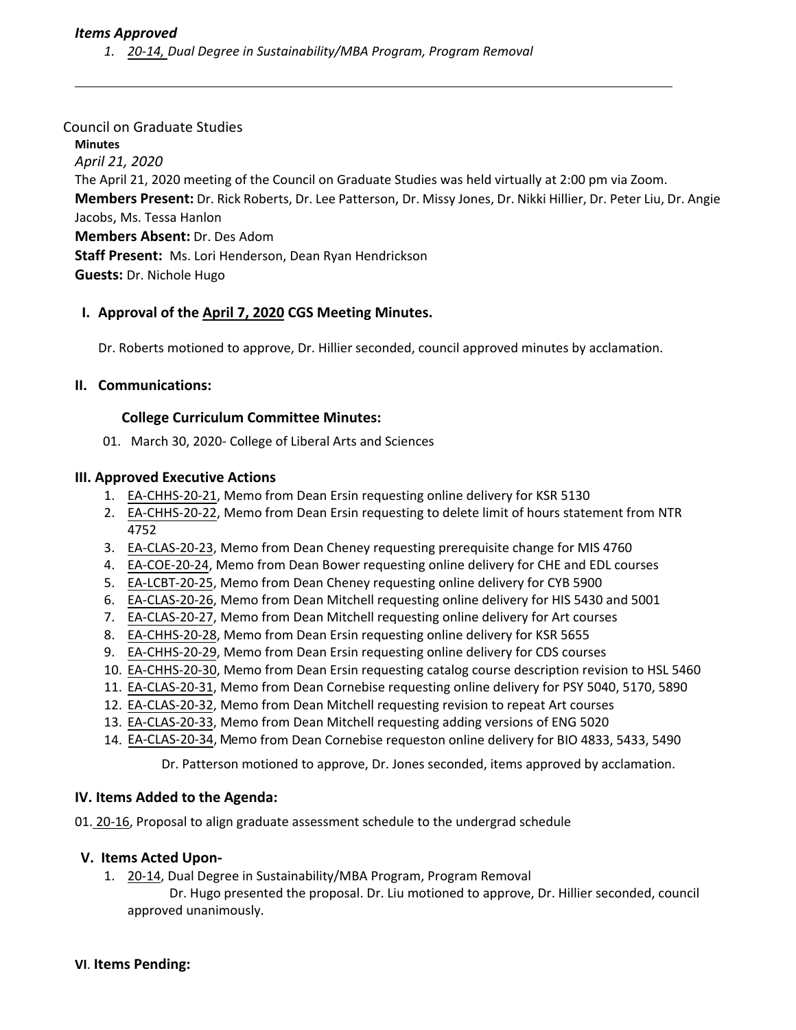*Items Approved*

1. *20-14, Dual Degree in Sustainability/MBA Program, Program Removal*

---

Council on Graduate Studies

**Minutes**

*April 21, 2020*

The April 21, 2020 meeting of the Council on Graduate Studies was held virtually at 2:00 pm via Zoom.

**Members Present:** Dr. Rick Roberts, Dr. Lee Patterson, Dr. Missy Jones, Dr. Nikki Hillier, Dr. Peter Liu, Dr. Angie Jacobs, Ms. Tessa Hanlon

**Members Absent:** Dr. Des Adom

**Staff Present:** Ms. Lori Henderson, Dean Ryan Hendrickson

**Guests:** Dr. Nichole Hugo

## I. Approval of the April 7, 2020 CGS Meeting Minutes.

Dr. Roberts motioned to approve, Dr. Hillier seconded, council approved minutes by acclamation.

## II. Communications:

### College Curriculum Committee Minutes:

01. March 30, 2020- College of Liberal Arts and Sciences

## III. Approved Executive Actions

1. EA-CHHS-20-21, Memo from Dean Ersin requesting online delivery for KSR 5130
2. EA-CHHS-20-22, Memo from Dean Ersin requesting to delete limit of hours statement from NTR 4752
3. EA-CLAS-20-23, Memo from Dean Cheney requesting prerequisite change for MIS 4760
4. EA-COE-20-24, Memo from Dean Bower requesting online delivery for CHE and EDL courses
5. EA-LCBT-20-25, Memo from Dean Cheney requesting online delivery for CYB 5900
6. EA-CLAS-20-26, Memo from Dean Mitchell requesting online delivery for HIS 5430 and 5001
7. EA-CLAS-20-27, Memo from Dean Mitchell requesting online delivery for Art courses
8. EA-CHHS-20-28, Memo from Dean Ersin requesting online delivery for KSR 5655
9. EA-CHHS-20-29, Memo from Dean Ersin requesting online delivery for CDS courses
10. EA-CHHS-20-30, Memo from Dean Ersin requesting catalog course description revision to HSL 5460
11. EA-CLAS-20-31, Memo from Dean Cornebise requesting online delivery for PSY 5040, 5170, 5890
12. EA-CLAS-20-32, Memo from Dean Mitchell requesting revision to repeat Art courses
13. EA-CLAS-20-33, Memo from Dean Mitchell requesting adding versions of ENG 5020
14. EA-CLAS-20-34, Memo from Dean Cornebise requeston online delivery for BIO 4833, 5433, 5490

Dr. Patterson motioned to approve, Dr. Jones seconded, items approved by acclamation.

## IV. Items Added to the Agenda:

01. 20-16, Proposal to align graduate assessment schedule to the undergrad schedule

## V. Items Acted Upon-

1. 20-14, Dual Degree in Sustainability/MBA Program, Program Removal
   Dr. Hugo presented the proposal. Dr. Liu motioned to approve, Dr. Hillier seconded, council approved unanimously.

## VI. Items Pending: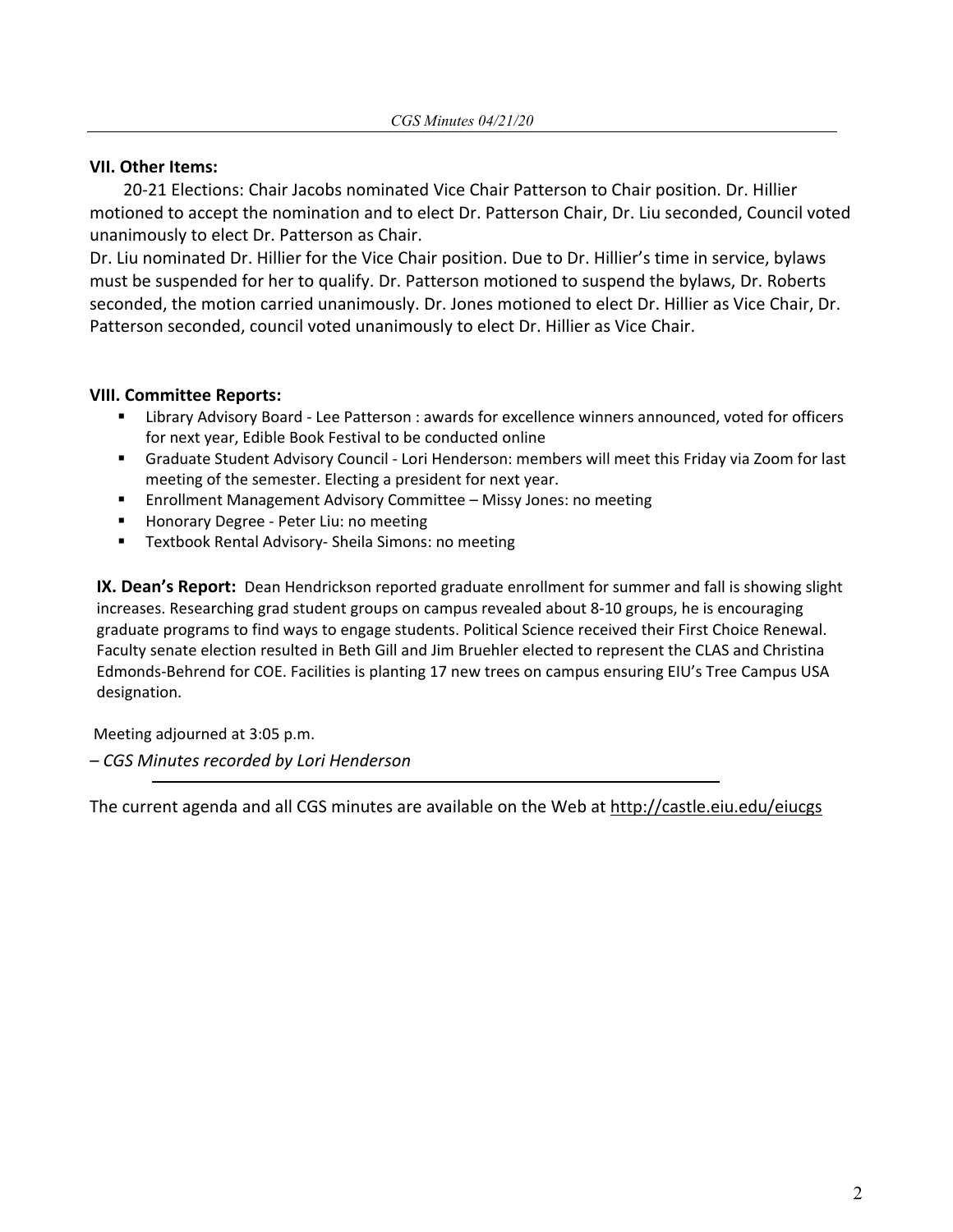**VII. Other Items:**

20-21 Elections: Chair Jacobs nominated Vice Chair Patterson to Chair position. Dr. Hillier motioned to accept the nomination and to elect Dr. Patterson Chair, Dr. Liu seconded, Council voted unanimously to elect Dr. Patterson as Chair.

Dr. Liu nominated Dr. Hillier for the Vice Chair position. Due to Dr. Hillier's time in service, bylaws must be suspended for her to qualify. Dr. Patterson motioned to suspend the bylaws, Dr. Roberts seconded, the motion carried unanimously. Dr. Jones motioned to elect Dr. Hillier as Vice Chair, Dr. Patterson seconded, council voted unanimously to elect Dr. Hillier as Vice Chair.

**VIII. Committee Reports:**

- Library Advisory Board - Lee Patterson : awards for excellence winners announced, voted for officers for next year, Edible Book Festival to be conducted online
- Graduate Student Advisory Council - Lori Henderson: members will meet this Friday via Zoom for last meeting of the semester. Electing a president for next year.
- Enrollment Management Advisory Committee – Missy Jones: no meeting
- Honorary Degree - Peter Liu: no meeting
- Textbook Rental Advisory- Sheila Simons: no meeting

**IX. Dean's Report:** Dean Hendrickson reported graduate enrollment for summer and fall is showing slight increases. Researching grad student groups on campus revealed about 8-10 groups, he is encouraging graduate programs to find ways to engage students. Political Science received their First Choice Renewal. Faculty senate election resulted in Beth Gill and Jim Bruehler elected to represent the CLAS and Christina Edmonds-Behrend for COE. Facilities is planting 17 new trees on campus ensuring EIU's Tree Campus USA designation.

Meeting adjourned at 3:05 p.m.

*– CGS Minutes recorded by Lori Henderson*

---

The current agenda and all CGS minutes are available on the Web at http://castle.eiu.edu/eiucgs